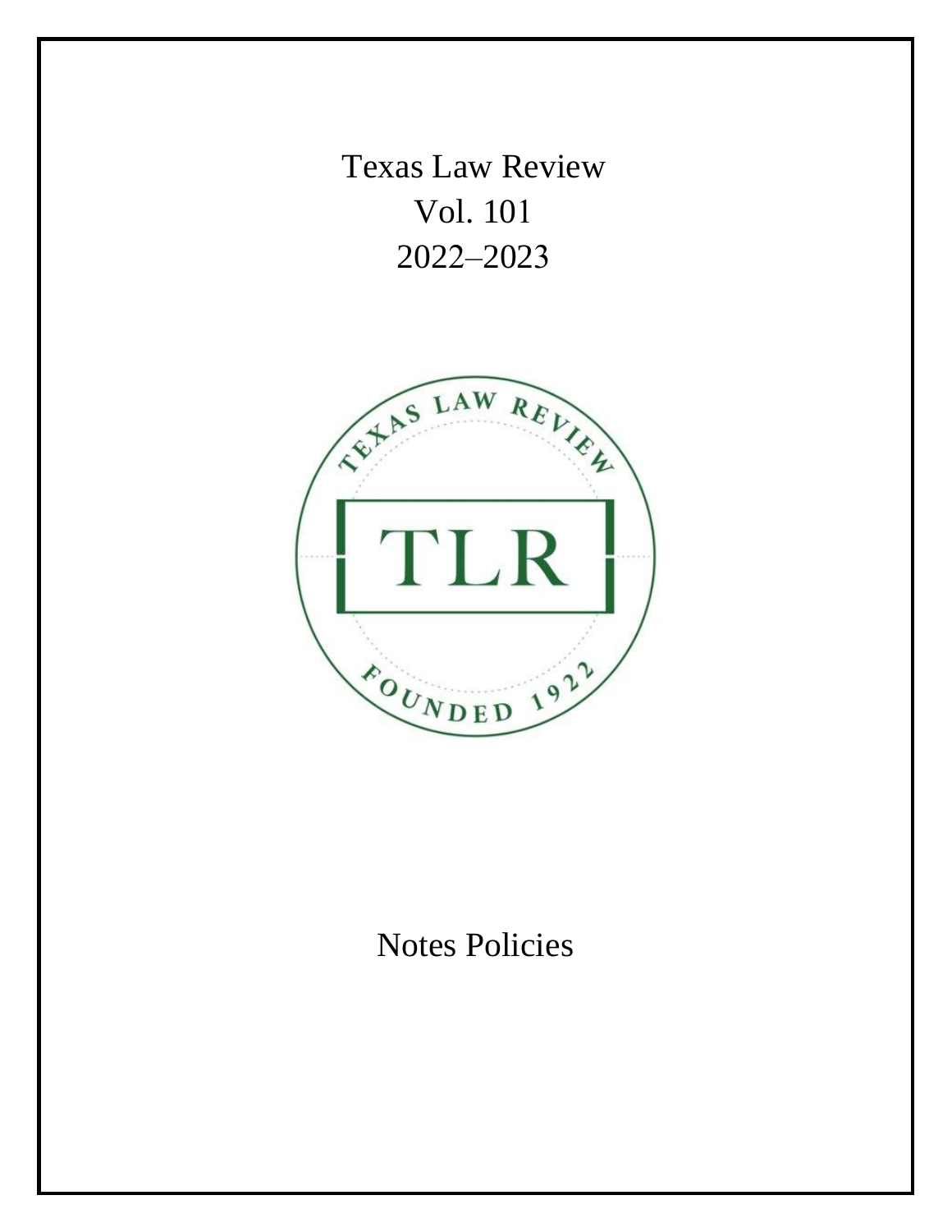# Texas Law Review
## Vol. 101
## 2022–2023

TEXAS LAW REVIEW

TLR

FOUNDED 1922

# Notes Policies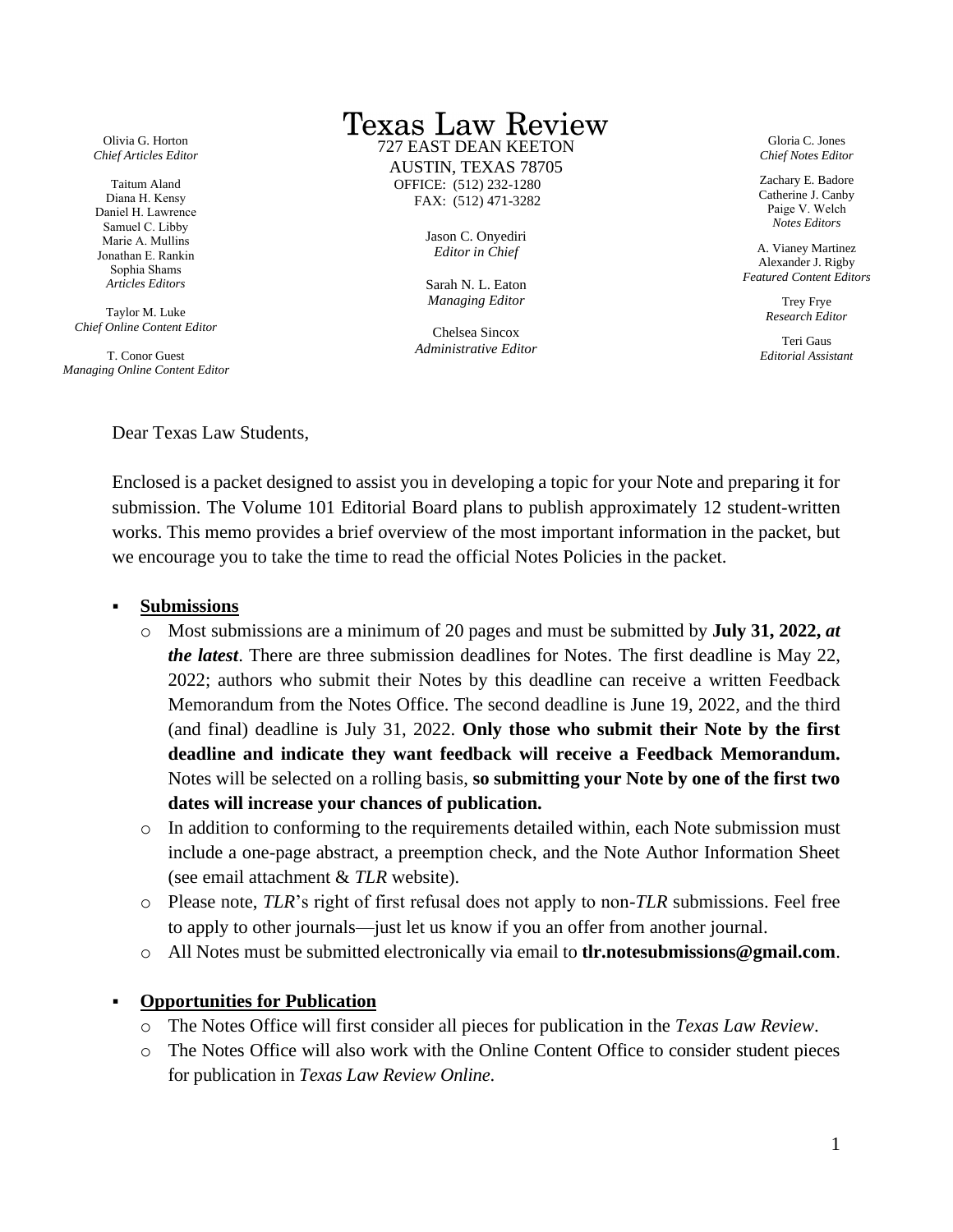Olivia G. Horton
*Chief Articles Editor*

Taitum Aland
Diana H. Kensy
Daniel H. Lawrence
Samuel C. Libby
Marie A. Mullins
Jonathan E. Rankin
Sophia Shams
*Articles Editors*

Taylor M. Luke
*Chief Online Content Editor*

T. Conor Guest
*Managing Online Content Editor*

# Texas Law Review

727 EAST DEAN KEETON
AUSTIN, TEXAS 78705
OFFICE: (512) 232-1280
FAX: (512) 471-3282

Jason C. Onyediri
*Editor in Chief*

Sarah N. L. Eaton
*Managing Editor*

Chelsea Sincox
*Administrative Editor*

Gloria C. Jones
*Chief Notes Editor*

Zachary E. Badore
Catherine J. Canby
Paige V. Welch
*Notes Editors*

A. Vianey Martinez
Alexander J. Rigby
*Featured Content Editors*

Trey Frye
*Research Editor*

Teri Gaus
*Editorial Assistant*

Dear Texas Law Students,

Enclosed is a packet designed to assist you in developing a topic for your Note and preparing it for submission. The Volume 101 Editorial Board plans to publish approximately 12 student-written works. This memo provides a brief overview of the most important information in the packet, but we encourage you to take the time to read the official Notes Policies in the packet.

- **Submissions**
  - Most submissions are a minimum of 20 pages and must be submitted by **July 31, 2022, *at the latest***. There are three submission deadlines for Notes. The first deadline is May 22, 2022; authors who submit their Notes by this deadline can receive a written Feedback Memorandum from the Notes Office. The second deadline is June 19, 2022, and the third (and final) deadline is July 31, 2022. **Only those who submit their Note by the first deadline and indicate they want feedback will receive a Feedback Memorandum.** Notes will be selected on a rolling basis, **so submitting your Note by one of the first two dates will increase your chances of publication.**
  - In addition to conforming to the requirements detailed within, each Note submission must include a one-page abstract, a preemption check, and the Note Author Information Sheet (see email attachment & *TLR* website).
  - Please note, *TLR*'s right of first refusal does not apply to non-*TLR* submissions. Feel free to apply to other journals—just let us know if you an offer from another journal.
  - All Notes must be submitted electronically via email to **tlr.notesubmissions@gmail.com**.

- **Opportunities for Publication**
  - The Notes Office will first consider all pieces for publication in the *Texas Law Review*.
  - The Notes Office will also work with the Online Content Office to consider student pieces for publication in *Texas Law Review Online.*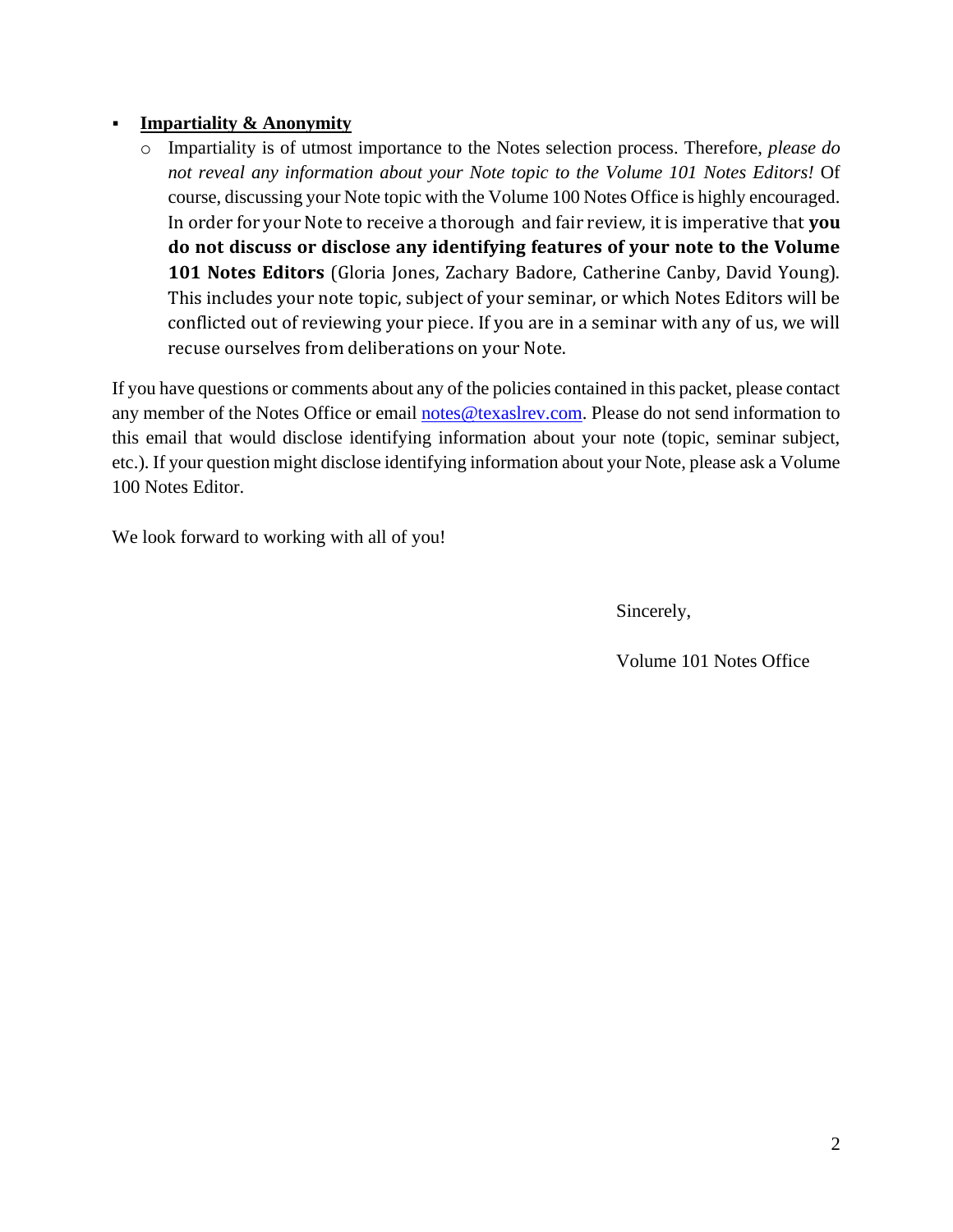- **<u>Impartiality & Anonymity</u>**
  - Impartiality is of utmost importance to the Notes selection process. Therefore, *please do not reveal any information about your Note topic to the Volume 101 Notes Editors!* Of course, discussing your Note topic with the Volume 100 Notes Office is highly encouraged. In order for your Note to receive a thorough and fair review, it is imperative that **you do not discuss or disclose any identifying features of your note to the Volume 101 Notes Editors** (Gloria Jones, Zachary Badore, Catherine Canby, David Young). This includes your note topic, subject of your seminar, or which Notes Editors will be conflicted out of reviewing your piece. If you are in a seminar with any of us, we will recuse ourselves from deliberations on your Note.

If you have questions or comments about any of the policies contained in this packet, please contact any member of the Notes Office or email notes@texaslrev.com. Please do not send information to this email that would disclose identifying information about your note (topic, seminar subject, etc.). If your question might disclose identifying information about your Note, please ask a Volume 100 Notes Editor.

We look forward to working with all of you!

Sincerely,

Volume 101 Notes Office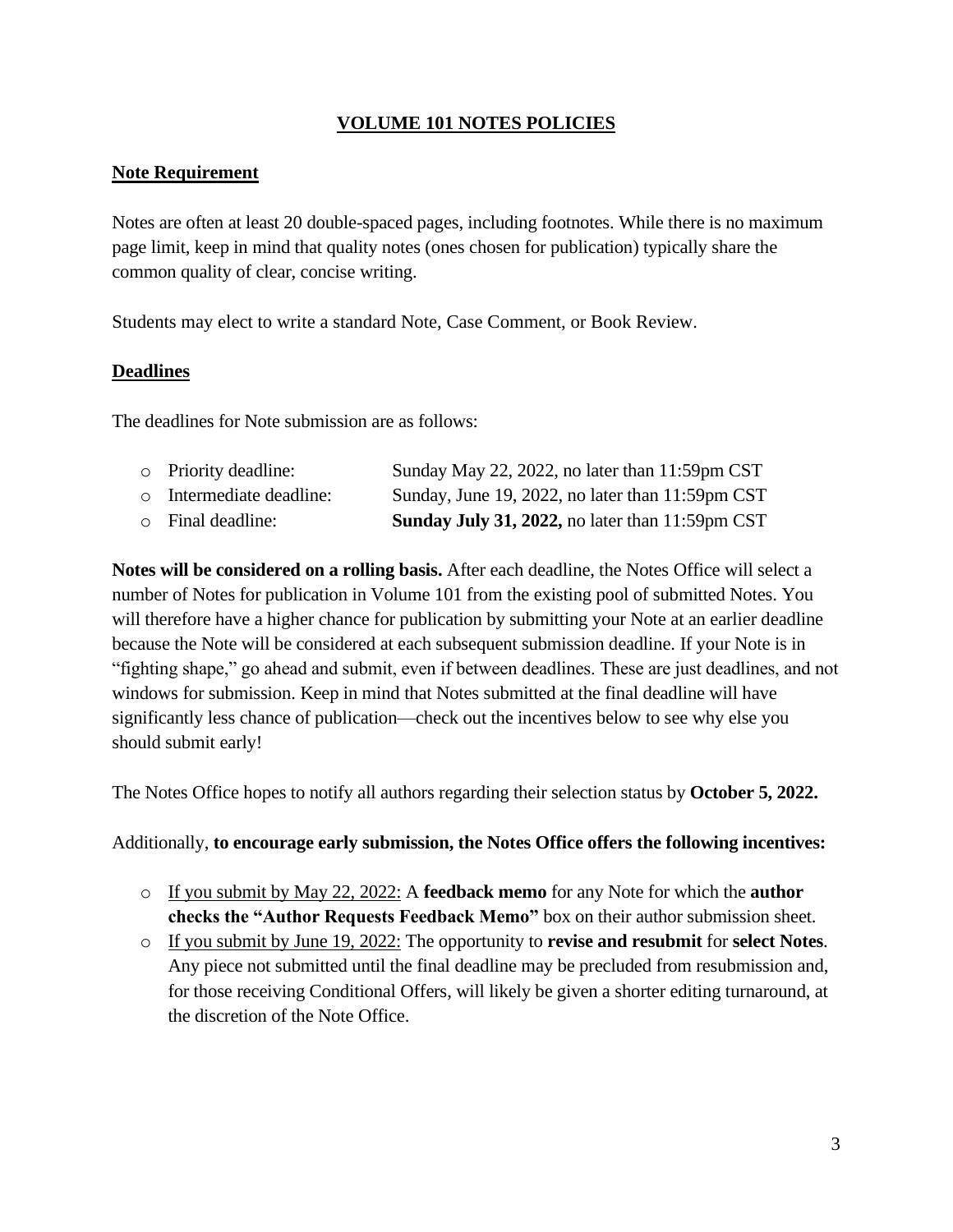# VOLUME 101 NOTES POLICIES

## Note Requirement

Notes are often at least 20 double-spaced pages, including footnotes. While there is no maximum page limit, keep in mind that quality notes (ones chosen for publication) typically share the common quality of clear, concise writing.

Students may elect to write a standard Note, Case Comment, or Book Review.

## Deadlines

The deadlines for Note submission are as follows:

- Priority deadline: Sunday May 22, 2022, no later than 11:59pm CST
- Intermediate deadline: Sunday, June 19, 2022, no later than 11:59pm CST
- Final deadline: **Sunday July 31, 2022,** no later than 11:59pm CST

**Notes will be considered on a rolling basis.** After each deadline, the Notes Office will select a number of Notes for publication in Volume 101 from the existing pool of submitted Notes. You will therefore have a higher chance for publication by submitting your Note at an earlier deadline because the Note will be considered at each subsequent submission deadline. If your Note is in "fighting shape," go ahead and submit, even if between deadlines. These are just deadlines, and not windows for submission. Keep in mind that Notes submitted at the final deadline will have significantly less chance of publication—check out the incentives below to see why else you should submit early!

The Notes Office hopes to notify all authors regarding their selection status by **October 5, 2022.**

Additionally, **to encourage early submission, the Notes Office offers the following incentives:**

- If you submit by May 22, 2022: A **feedback memo** for any Note for which the **author checks the "Author Requests Feedback Memo"** box on their author submission sheet.
- If you submit by June 19, 2022: The opportunity to **revise and resubmit** for **select Notes**. Any piece not submitted until the final deadline may be precluded from resubmission and, for those receiving Conditional Offers, will likely be given a shorter editing turnaround, at the discretion of the Note Office.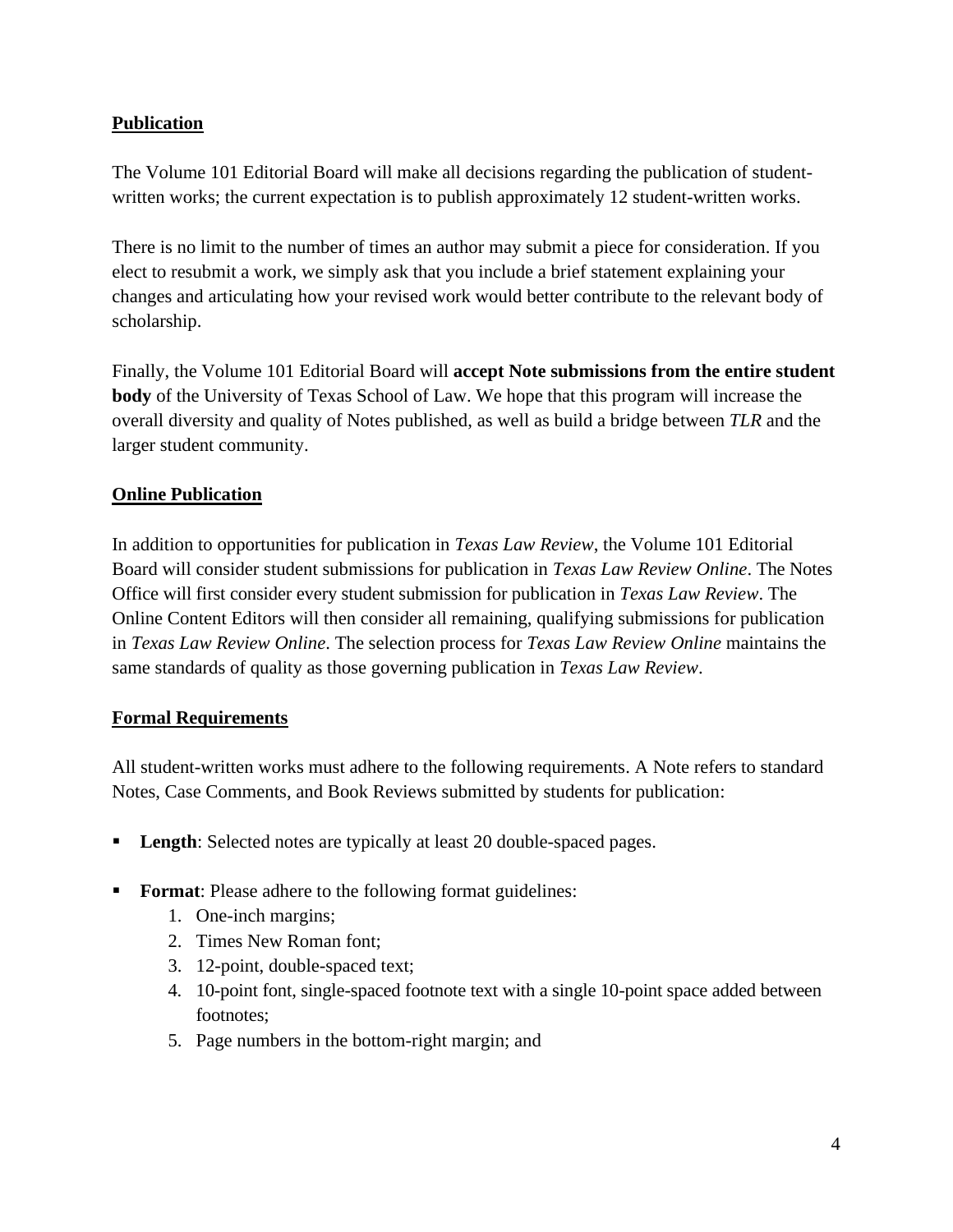## Publication

The Volume 101 Editorial Board will make all decisions regarding the publication of student-written works; the current expectation is to publish approximately 12 student-written works.

There is no limit to the number of times an author may submit a piece for consideration. If you elect to resubmit a work, we simply ask that you include a brief statement explaining your changes and articulating how your revised work would better contribute to the relevant body of scholarship.

Finally, the Volume 101 Editorial Board will **accept Note submissions from the entire student body** of the University of Texas School of Law. We hope that this program will increase the overall diversity and quality of Notes published, as well as build a bridge between *TLR* and the larger student community.

## Online Publication

In addition to opportunities for publication in *Texas Law Review*, the Volume 101 Editorial Board will consider student submissions for publication in *Texas Law Review Online*. The Notes Office will first consider every student submission for publication in *Texas Law Review*. The Online Content Editors will then consider all remaining, qualifying submissions for publication in *Texas Law Review Online*. The selection process for *Texas Law Review Online* maintains the same standards of quality as those governing publication in *Texas Law Review*.

## Formal Requirements

All student-written works must adhere to the following requirements. A Note refers to standard Notes, Case Comments, and Book Reviews submitted by students for publication:

- **Length**: Selected notes are typically at least 20 double-spaced pages.

- **Format**: Please adhere to the following format guidelines:
  1. One-inch margins;
  2. Times New Roman font;
  3. 12-point, double-spaced text;
  4. 10-point font, single-spaced footnote text with a single 10-point space added between footnotes;
  5. Page numbers in the bottom-right margin; and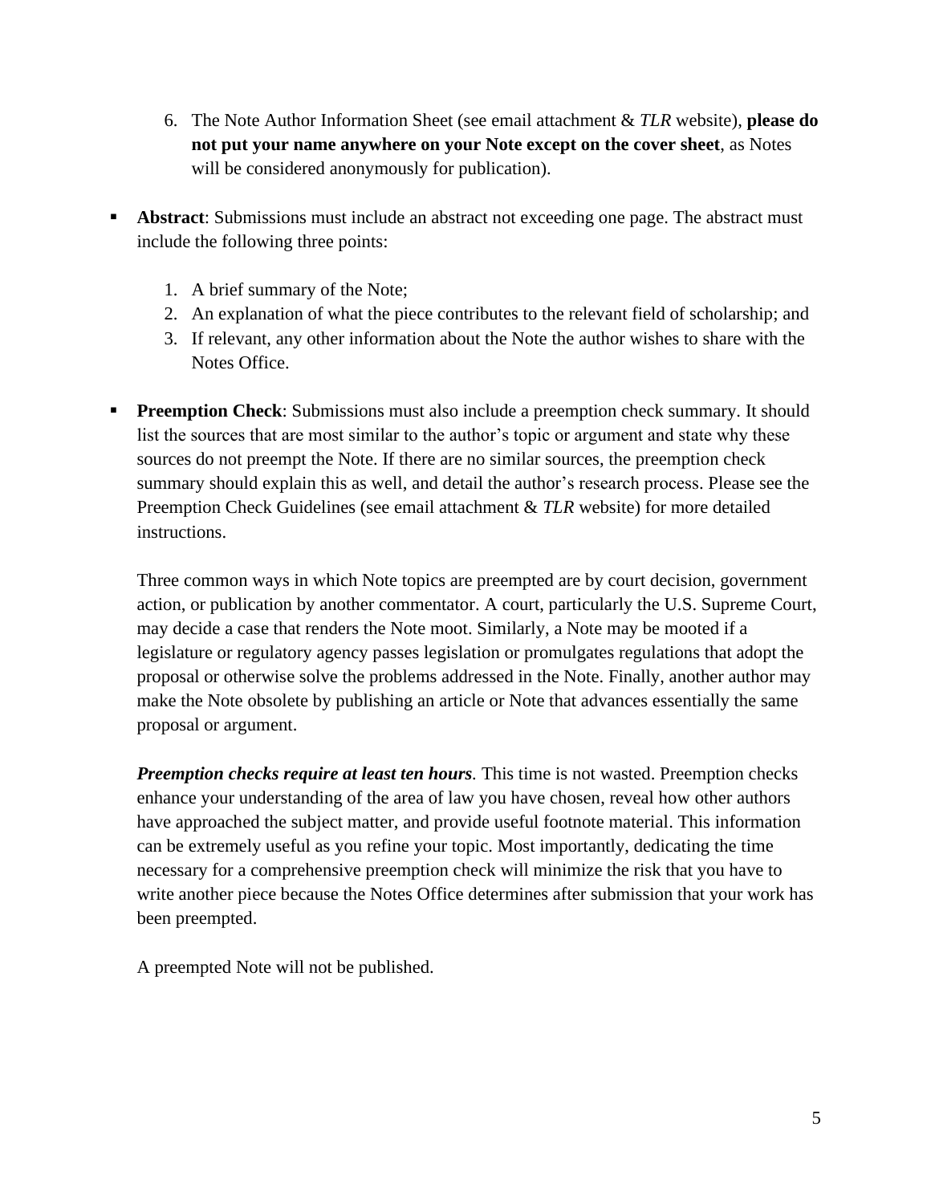6. The Note Author Information Sheet (see email attachment & *TLR* website), **please do not put your name anywhere on your Note except on the cover sheet**, as Notes will be considered anonymously for publication).

- **Abstract**: Submissions must include an abstract not exceeding one page. The abstract must include the following three points:

  1. A brief summary of the Note;
  2. An explanation of what the piece contributes to the relevant field of scholarship; and
  3. If relevant, any other information about the Note the author wishes to share with the Notes Office.

- **Preemption Check**: Submissions must also include a preemption check summary. It should list the sources that are most similar to the author's topic or argument and state why these sources do not preempt the Note. If there are no similar sources, the preemption check summary should explain this as well, and detail the author's research process. Please see the Preemption Check Guidelines (see email attachment & *TLR* website) for more detailed instructions.

  Three common ways in which Note topics are preempted are by court decision, government action, or publication by another commentator. A court, particularly the U.S. Supreme Court, may decide a case that renders the Note moot. Similarly, a Note may be mooted if a legislature or regulatory agency passes legislation or promulgates regulations that adopt the proposal or otherwise solve the problems addressed in the Note. Finally, another author may make the Note obsolete by publishing an article or Note that advances essentially the same proposal or argument.

  ***Preemption checks require at least ten hours***. This time is not wasted. Preemption checks enhance your understanding of the area of law you have chosen, reveal how other authors have approached the subject matter, and provide useful footnote material. This information can be extremely useful as you refine your topic. Most importantly, dedicating the time necessary for a comprehensive preemption check will minimize the risk that you have to write another piece because the Notes Office determines after submission that your work has been preempted.

  A preempted Note will not be published.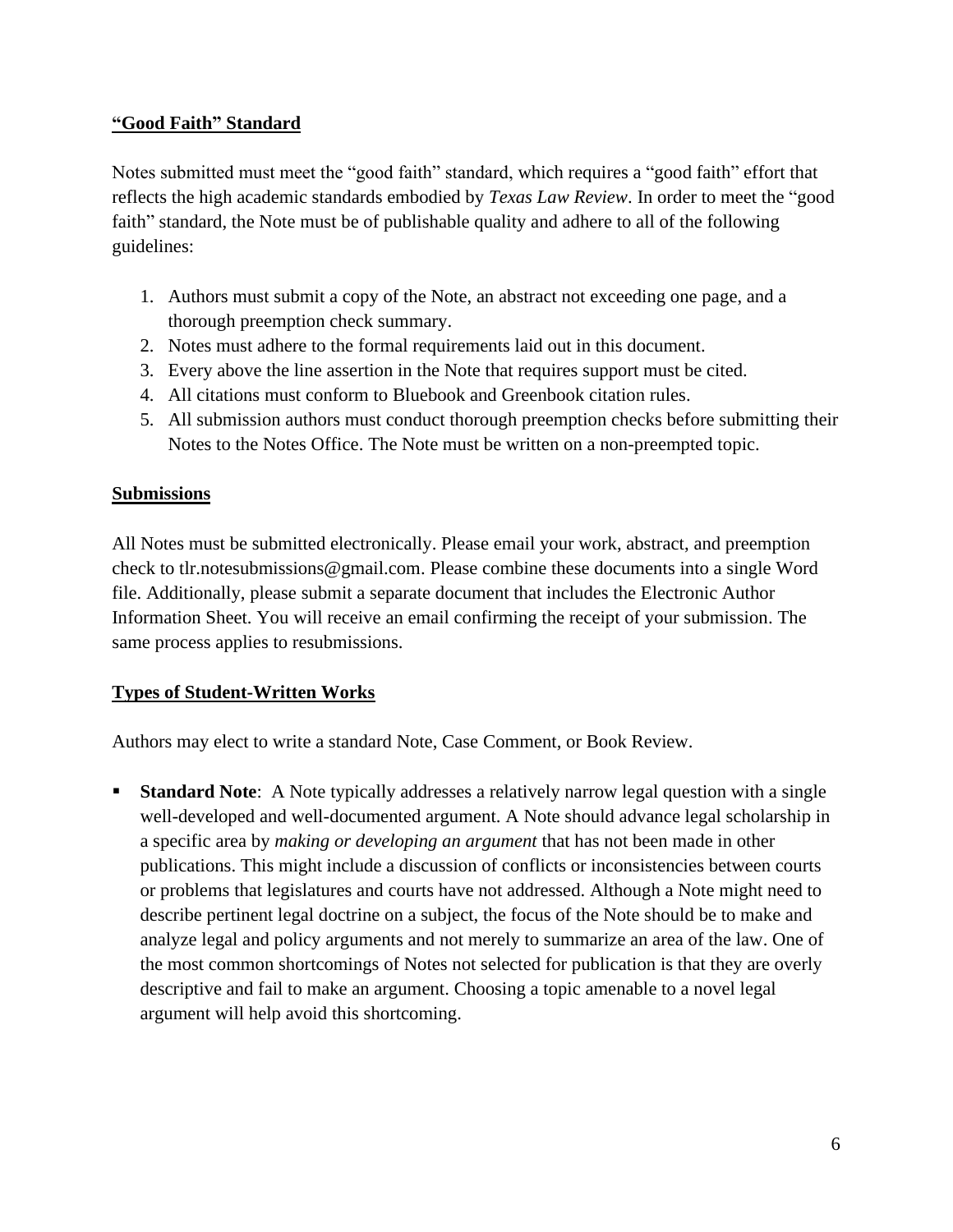## **“Good Faith” Standard**

Notes submitted must meet the “good faith” standard, which requires a “good faith” effort that reflects the high academic standards embodied by *Texas Law Review*. In order to meet the “good faith” standard, the Note must be of publishable quality and adhere to all of the following guidelines:

1. Authors must submit a copy of the Note, an abstract not exceeding one page, and a thorough preemption check summary.
2. Notes must adhere to the formal requirements laid out in this document.
3. Every above the line assertion in the Note that requires support must be cited.
4. All citations must conform to Bluebook and Greenbook citation rules.
5. All submission authors must conduct thorough preemption checks before submitting their Notes to the Notes Office. The Note must be written on a non-preempted topic.

## **Submissions**

All Notes must be submitted electronically. Please email your work, abstract, and preemption check to tlr.notesubmissions@gmail.com. Please combine these documents into a single Word file. Additionally, please submit a separate document that includes the Electronic Author Information Sheet. You will receive an email confirming the receipt of your submission. The same process applies to resubmissions.

## **Types of Student-Written Works**

Authors may elect to write a standard Note, Case Comment, or Book Review.

- **Standard Note**: A Note typically addresses a relatively narrow legal question with a single well-developed and well-documented argument. A Note should advance legal scholarship in a specific area by *making or developing an argument* that has not been made in other publications. This might include a discussion of conflicts or inconsistencies between courts or problems that legislatures and courts have not addressed. Although a Note might need to describe pertinent legal doctrine on a subject, the focus of the Note should be to make and analyze legal and policy arguments and not merely to summarize an area of the law. One of the most common shortcomings of Notes not selected for publication is that they are overly descriptive and fail to make an argument. Choosing a topic amenable to a novel legal argument will help avoid this shortcoming.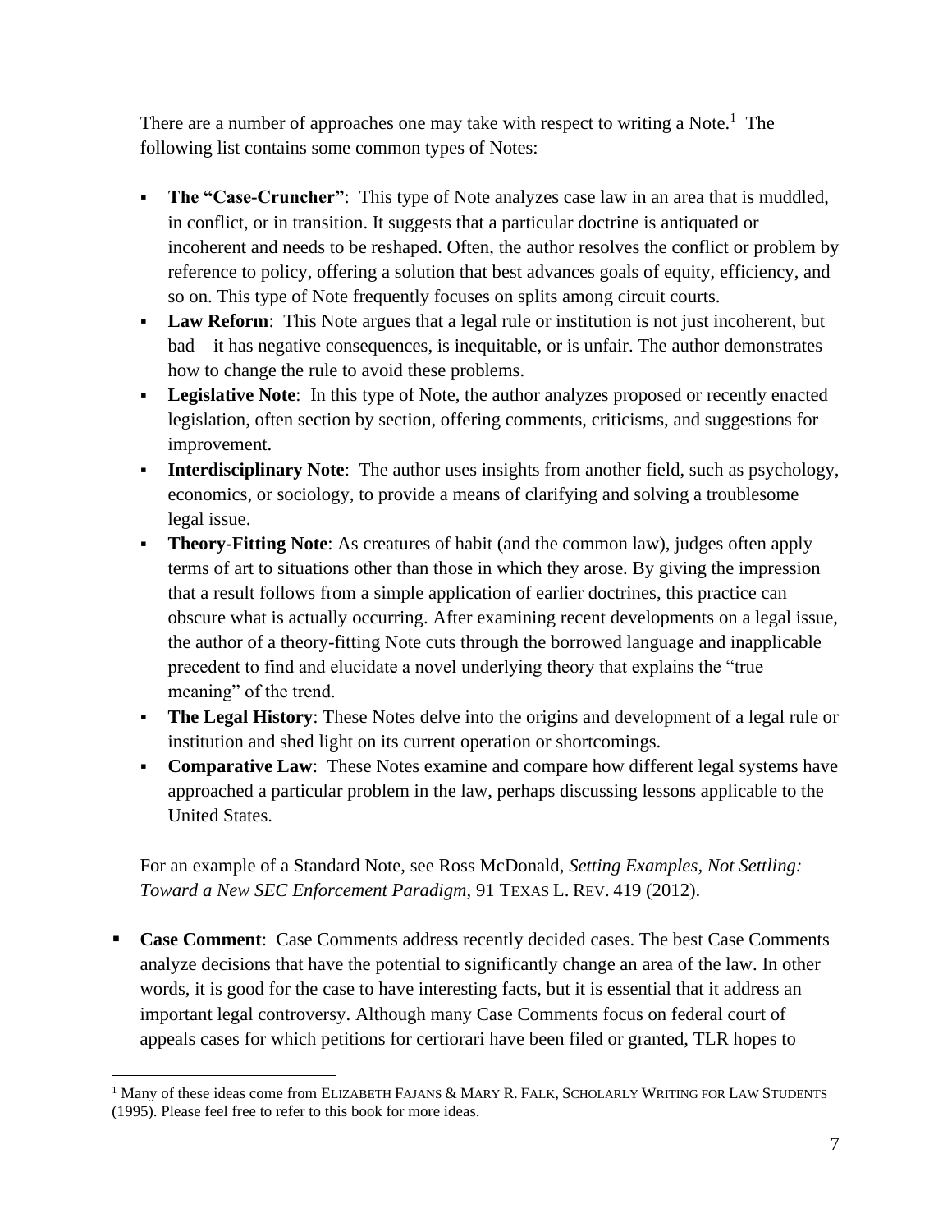There are a number of approaches one may take with respect to writing a Note.[1] The following list contains some common types of Notes:

- **The "Case-Cruncher"**: This type of Note analyzes case law in an area that is muddled, in conflict, or in transition. It suggests that a particular doctrine is antiquated or incoherent and needs to be reshaped. Often, the author resolves the conflict or problem by reference to policy, offering a solution that best advances goals of equity, efficiency, and so on. This type of Note frequently focuses on splits among circuit courts.
- **Law Reform**: This Note argues that a legal rule or institution is not just incoherent, but bad—it has negative consequences, is inequitable, or is unfair. The author demonstrates how to change the rule to avoid these problems.
- **Legislative Note**: In this type of Note, the author analyzes proposed or recently enacted legislation, often section by section, offering comments, criticisms, and suggestions for improvement.
- **Interdisciplinary Note**: The author uses insights from another field, such as psychology, economics, or sociology, to provide a means of clarifying and solving a troublesome legal issue.
- **Theory-Fitting Note**: As creatures of habit (and the common law), judges often apply terms of art to situations other than those in which they arose. By giving the impression that a result follows from a simple application of earlier doctrines, this practice can obscure what is actually occurring. After examining recent developments on a legal issue, the author of a theory-fitting Note cuts through the borrowed language and inapplicable precedent to find and elucidate a novel underlying theory that explains the "true meaning" of the trend.
- **The Legal History**: These Notes delve into the origins and development of a legal rule or institution and shed light on its current operation or shortcomings.
- **Comparative Law**: These Notes examine and compare how different legal systems have approached a particular problem in the law, perhaps discussing lessons applicable to the United States.

For an example of a Standard Note, see Ross McDonald, *Setting Examples, Not Settling: Toward a New SEC Enforcement Paradigm*, 91 TEXAS L. REV. 419 (2012).

- **Case Comment**: Case Comments address recently decided cases. The best Case Comments analyze decisions that have the potential to significantly change an area of the law. In other words, it is good for the case to have interesting facts, but it is essential that it address an important legal controversy. Although many Case Comments focus on federal court of appeals cases for which petitions for certiorari have been filed or granted, TLR hopes to

[1] Many of these ideas come from ELIZABETH FAJANS & MARY R. FALK, SCHOLARLY WRITING FOR LAW STUDENTS (1995). Please feel free to refer to this book for more ideas.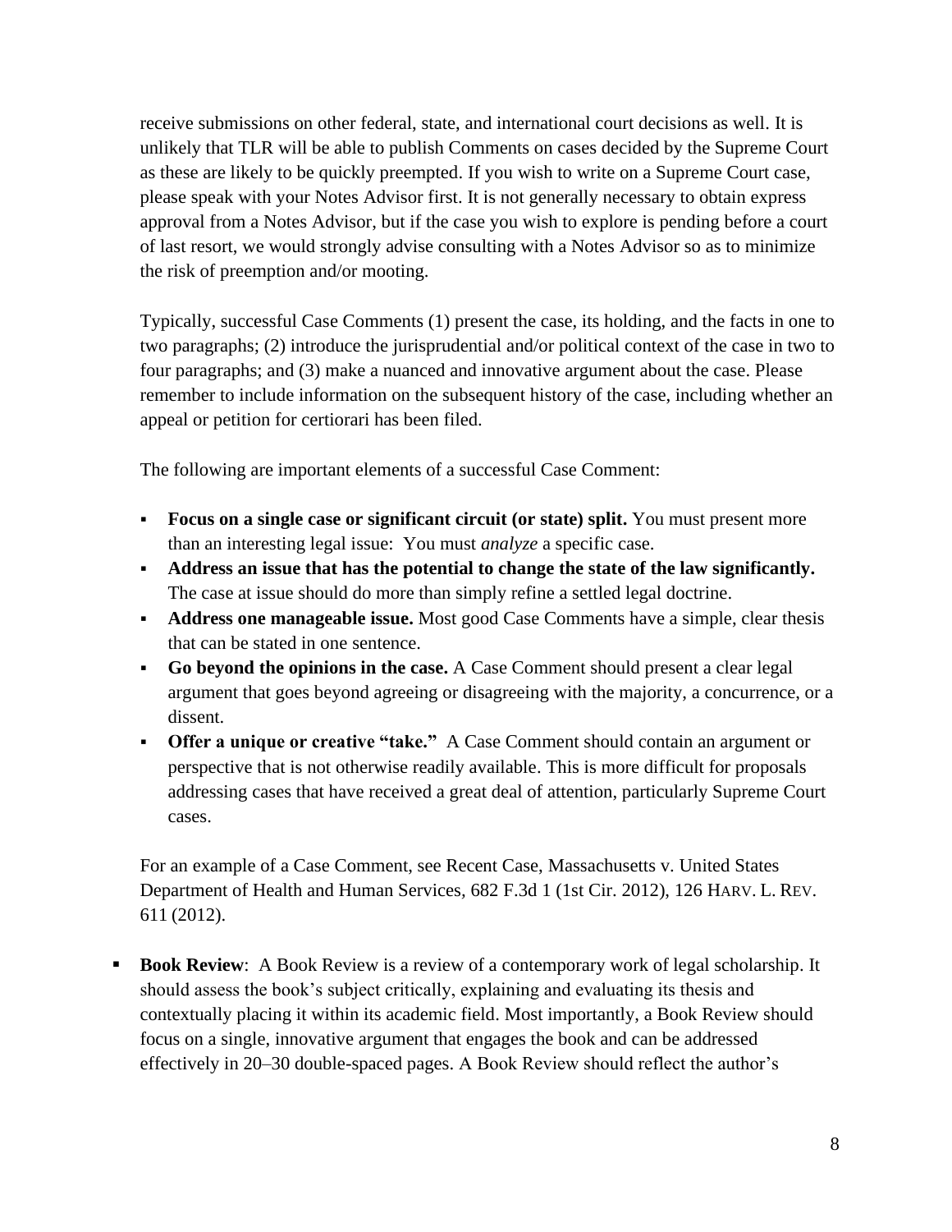receive submissions on other federal, state, and international court decisions as well. It is unlikely that TLR will be able to publish Comments on cases decided by the Supreme Court as these are likely to be quickly preempted. If you wish to write on a Supreme Court case, please speak with your Notes Advisor first. It is not generally necessary to obtain express approval from a Notes Advisor, but if the case you wish to explore is pending before a court of last resort, we would strongly advise consulting with a Notes Advisor so as to minimize the risk of preemption and/or mooting.

Typically, successful Case Comments (1) present the case, its holding, and the facts in one to two paragraphs; (2) introduce the jurisprudential and/or political context of the case in two to four paragraphs; and (3) make a nuanced and innovative argument about the case. Please remember to include information on the subsequent history of the case, including whether an appeal or petition for certiorari has been filed.

The following are important elements of a successful Case Comment:

- **Focus on a single case or significant circuit (or state) split.** You must present more than an interesting legal issue: You must *analyze* a specific case.
- **Address an issue that has the potential to change the state of the law significantly.** The case at issue should do more than simply refine a settled legal doctrine.
- **Address one manageable issue.** Most good Case Comments have a simple, clear thesis that can be stated in one sentence.
- **Go beyond the opinions in the case.** A Case Comment should present a clear legal argument that goes beyond agreeing or disagreeing with the majority, a concurrence, or a dissent.
- **Offer a unique or creative "take."** A Case Comment should contain an argument or perspective that is not otherwise readily available. This is more difficult for proposals addressing cases that have received a great deal of attention, particularly Supreme Court cases.

For an example of a Case Comment, see Recent Case, Massachusetts v. United States Department of Health and Human Services, 682 F.3d 1 (1st Cir. 2012), 126 HARV. L. REV. 611 (2012).

- **Book Review**: A Book Review is a review of a contemporary work of legal scholarship. It should assess the book's subject critically, explaining and evaluating its thesis and contextually placing it within its academic field. Most importantly, a Book Review should focus on a single, innovative argument that engages the book and can be addressed effectively in 20–30 double-spaced pages. A Book Review should reflect the author's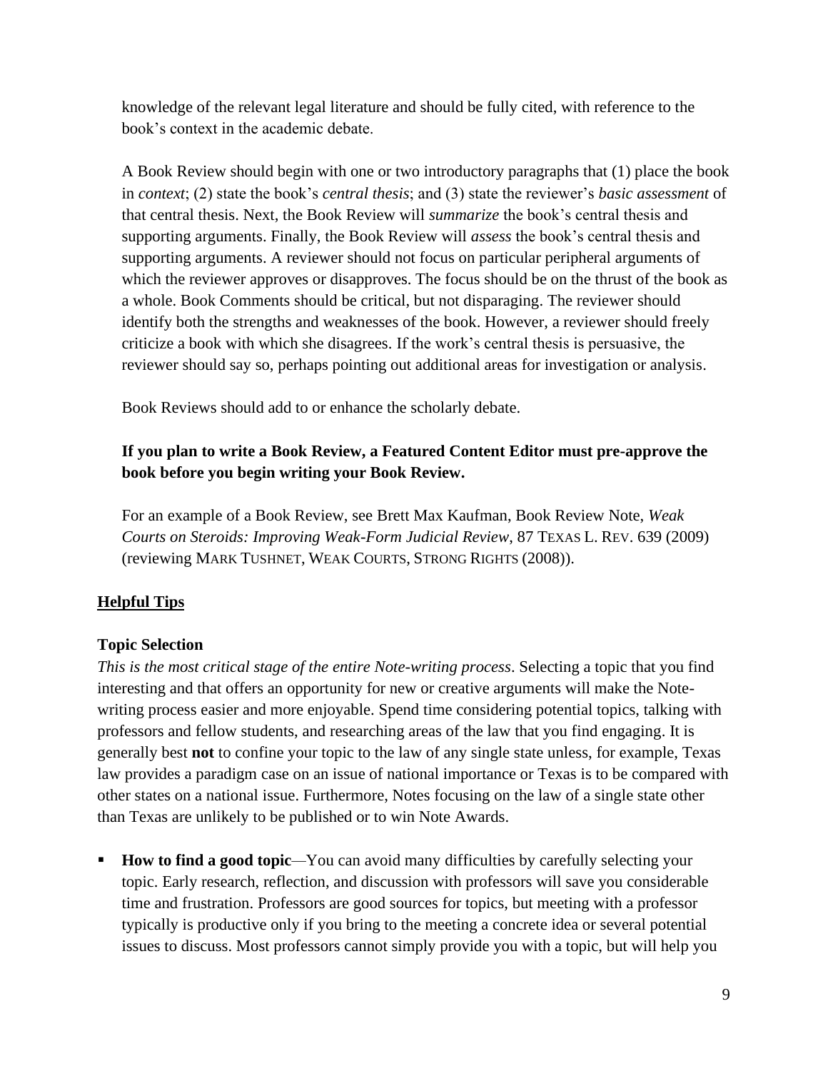knowledge of the relevant legal literature and should be fully cited, with reference to the book's context in the academic debate.

A Book Review should begin with one or two introductory paragraphs that (1) place the book in *context*; (2) state the book's *central thesis*; and (3) state the reviewer's *basic assessment* of that central thesis. Next, the Book Review will *summarize* the book's central thesis and supporting arguments. Finally, the Book Review will *assess* the book's central thesis and supporting arguments. A reviewer should not focus on particular peripheral arguments of which the reviewer approves or disapproves. The focus should be on the thrust of the book as a whole. Book Comments should be critical, but not disparaging. The reviewer should identify both the strengths and weaknesses of the book. However, a reviewer should freely criticize a book with which she disagrees. If the work's central thesis is persuasive, the reviewer should say so, perhaps pointing out additional areas for investigation or analysis.

Book Reviews should add to or enhance the scholarly debate.

**If you plan to write a Book Review, a Featured Content Editor must pre-approve the book before you begin writing your Book Review.**

For an example of a Book Review, see Brett Max Kaufman, Book Review Note, *Weak Courts on Steroids: Improving Weak-Form Judicial Review*, 87 TEXAS L. REV. 639 (2009) (reviewing MARK TUSHNET, WEAK COURTS, STRONG RIGHTS (2008)).

## Helpful Tips

### Topic Selection

*This is the most critical stage of the entire Note-writing process*. Selecting a topic that you find interesting and that offers an opportunity for new or creative arguments will make the Note-writing process easier and more enjoyable. Spend time considering potential topics, talking with professors and fellow students, and researching areas of the law that you find engaging. It is generally best **not** to confine your topic to the law of any single state unless, for example, Texas law provides a paradigm case on an issue of national importance or Texas is to be compared with other states on a national issue. Furthermore, Notes focusing on the law of a single state other than Texas are unlikely to be published or to win Note Awards.

- **How to find a good topic**—You can avoid many difficulties by carefully selecting your topic. Early research, reflection, and discussion with professors will save you considerable time and frustration. Professors are good sources for topics, but meeting with a professor typically is productive only if you bring to the meeting a concrete idea or several potential issues to discuss. Most professors cannot simply provide you with a topic, but will help you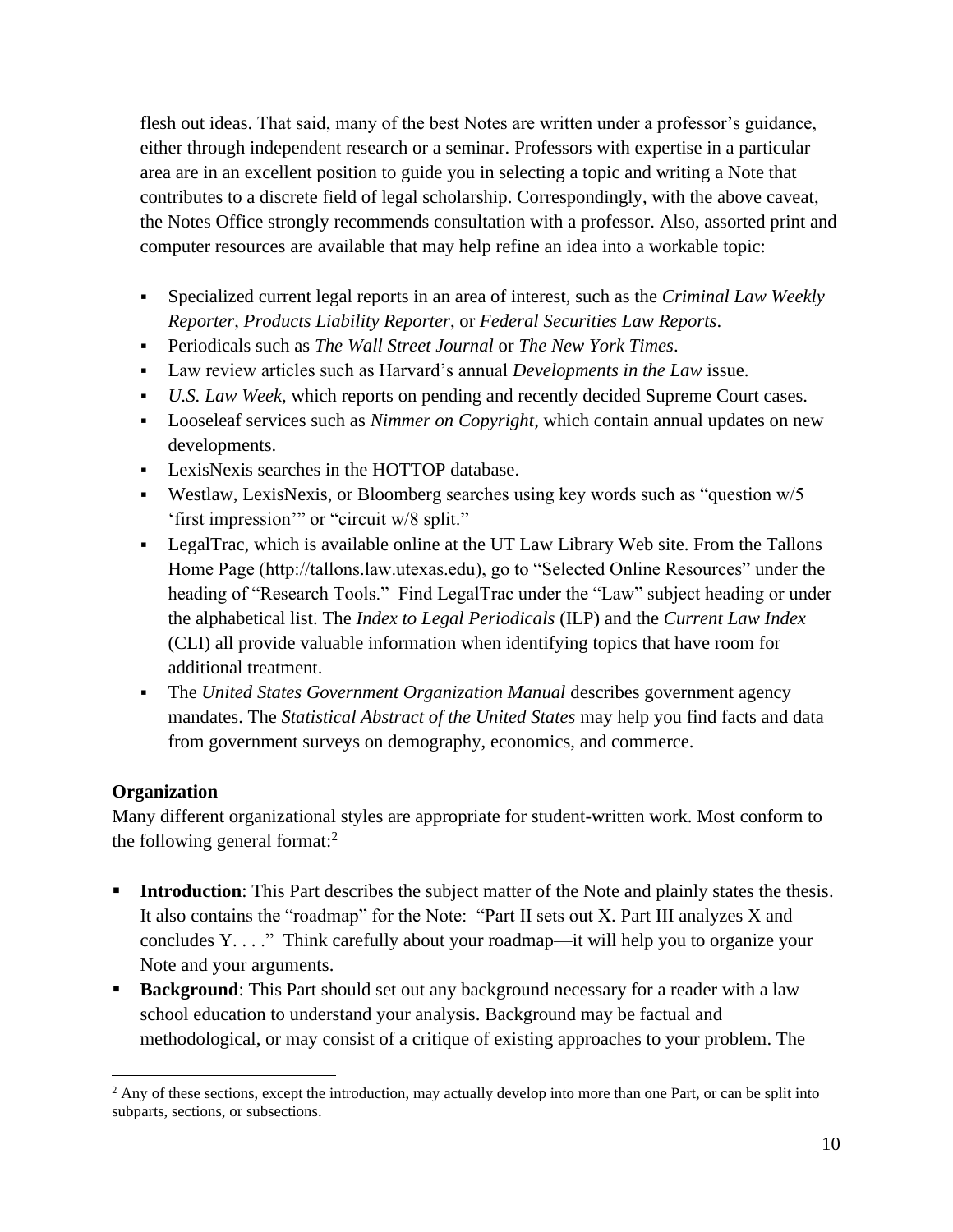flesh out ideas. That said, many of the best Notes are written under a professor's guidance, either through independent research or a seminar. Professors with expertise in a particular area are in an excellent position to guide you in selecting a topic and writing a Note that contributes to a discrete field of legal scholarship. Correspondingly, with the above caveat, the Notes Office strongly recommends consultation with a professor. Also, assorted print and computer resources are available that may help refine an idea into a workable topic:

- Specialized current legal reports in an area of interest, such as the *Criminal Law Weekly Reporter*, *Products Liability Reporter*, or *Federal Securities Law Reports*.
- Periodicals such as *The Wall Street Journal* or *The New York Times*.
- Law review articles such as Harvard's annual *Developments in the Law* issue.
- *U.S. Law Week*, which reports on pending and recently decided Supreme Court cases.
- Looseleaf services such as *Nimmer on Copyright*, which contain annual updates on new developments.
- LexisNexis searches in the HOTTOP database.
- Westlaw, LexisNexis, or Bloomberg searches using key words such as "question w/5 'first impression'" or "circuit w/8 split."
- LegalTrac, which is available online at the UT Law Library Web site. From the Tallons Home Page (http://tallons.law.utexas.edu), go to "Selected Online Resources" under the heading of "Research Tools." Find LegalTrac under the "Law" subject heading or under the alphabetical list. The *Index to Legal Periodicals* (ILP) and the *Current Law Index* (CLI) all provide valuable information when identifying topics that have room for additional treatment.
- The *United States Government Organization Manual* describes government agency mandates. The *Statistical Abstract of the United States* may help you find facts and data from government surveys on demography, economics, and commerce.

**Organization**

Many different organizational styles are appropriate for student-written work. Most conform to the following general format:[2]

- **Introduction**: This Part describes the subject matter of the Note and plainly states the thesis. It also contains the "roadmap" for the Note: "Part II sets out X. Part III analyzes X and concludes Y. . . ." Think carefully about your roadmap—it will help you to organize your Note and your arguments.
- **Background**: This Part should set out any background necessary for a reader with a law school education to understand your analysis. Background may be factual and methodological, or may consist of a critique of existing approaches to your problem. The

[2] Any of these sections, except the introduction, may actually develop into more than one Part, or can be split into subparts, sections, or subsections.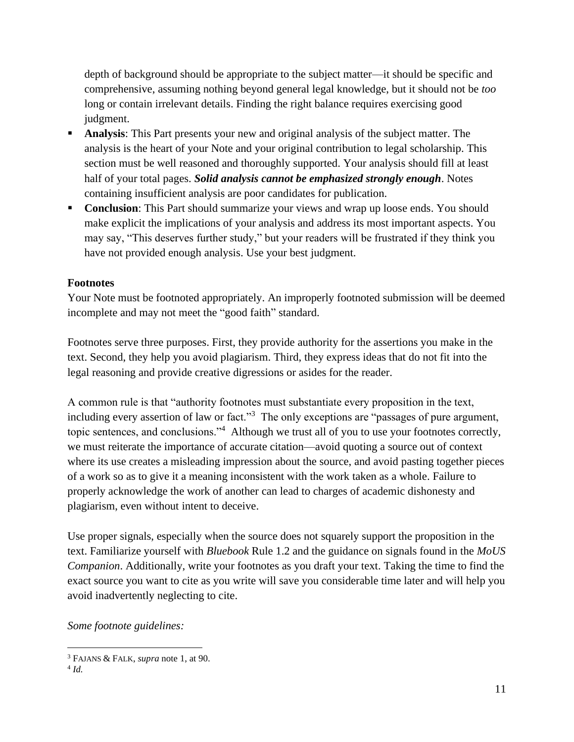depth of background should be appropriate to the subject matter—it should be specific and comprehensive, assuming nothing beyond general legal knowledge, but it should not be *too* long or contain irrelevant details. Finding the right balance requires exercising good judgment.

- **Analysis**: This Part presents your new and original analysis of the subject matter. The analysis is the heart of your Note and your original contribution to legal scholarship. This section must be well reasoned and thoroughly supported. Your analysis should fill at least half of your total pages. ***Solid analysis cannot be emphasized strongly enough***. Notes containing insufficient analysis are poor candidates for publication.
- **Conclusion**: This Part should summarize your views and wrap up loose ends. You should make explicit the implications of your analysis and address its most important aspects. You may say, "This deserves further study," but your readers will be frustrated if they think you have not provided enough analysis. Use your best judgment.

**Footnotes**

Your Note must be footnoted appropriately. An improperly footnoted submission will be deemed incomplete and may not meet the "good faith" standard.

Footnotes serve three purposes. First, they provide authority for the assertions you make in the text. Second, they help you avoid plagiarism. Third, they express ideas that do not fit into the legal reasoning and provide creative digressions or asides for the reader.

A common rule is that "authority footnotes must substantiate every proposition in the text, including every assertion of law or fact."[3] The only exceptions are "passages of pure argument, topic sentences, and conclusions."[4] Although we trust all of you to use your footnotes correctly, we must reiterate the importance of accurate citation—avoid quoting a source out of context where its use creates a misleading impression about the source, and avoid pasting together pieces of a work so as to give it a meaning inconsistent with the work taken as a whole. Failure to properly acknowledge the work of another can lead to charges of academic dishonesty and plagiarism, even without intent to deceive.

Use proper signals, especially when the source does not squarely support the proposition in the text. Familiarize yourself with *Bluebook* Rule 1.2 and the guidance on signals found in the *MoUS Companion*. Additionally, write your footnotes as you draft your text. Taking the time to find the exact source you want to cite as you write will save you considerable time later and will help you avoid inadvertently neglecting to cite.

*Some footnote guidelines:*

---

[3] FAJANS & FALK, *supra* note 1, at 90.

[4] *Id.*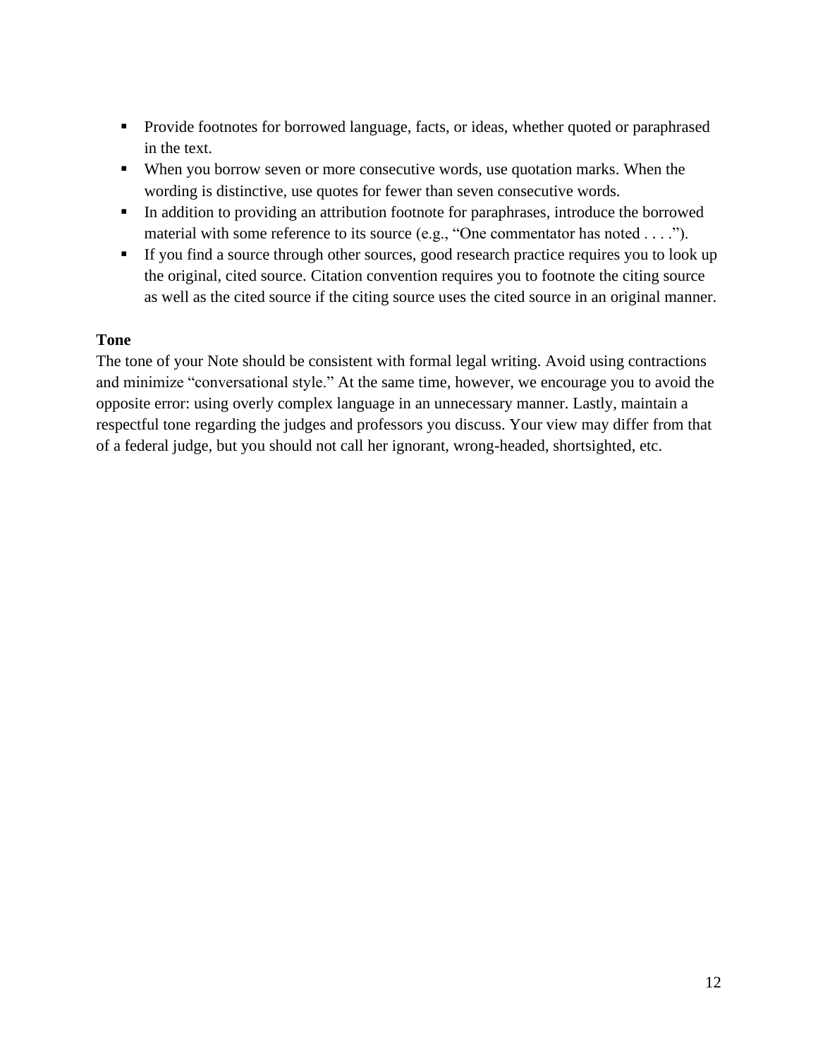- Provide footnotes for borrowed language, facts, or ideas, whether quoted or paraphrased in the text.
- When you borrow seven or more consecutive words, use quotation marks. When the wording is distinctive, use quotes for fewer than seven consecutive words.
- In addition to providing an attribution footnote for paraphrases, introduce the borrowed material with some reference to its source (e.g., "One commentator has noted . . . .").
- If you find a source through other sources, good research practice requires you to look up the original, cited source. Citation convention requires you to footnote the citing source as well as the cited source if the citing source uses the cited source in an original manner.

**Tone**

The tone of your Note should be consistent with formal legal writing. Avoid using contractions and minimize "conversational style." At the same time, however, we encourage you to avoid the opposite error: using overly complex language in an unnecessary manner. Lastly, maintain a respectful tone regarding the judges and professors you discuss. Your view may differ from that of a federal judge, but you should not call her ignorant, wrong-headed, shortsighted, etc.